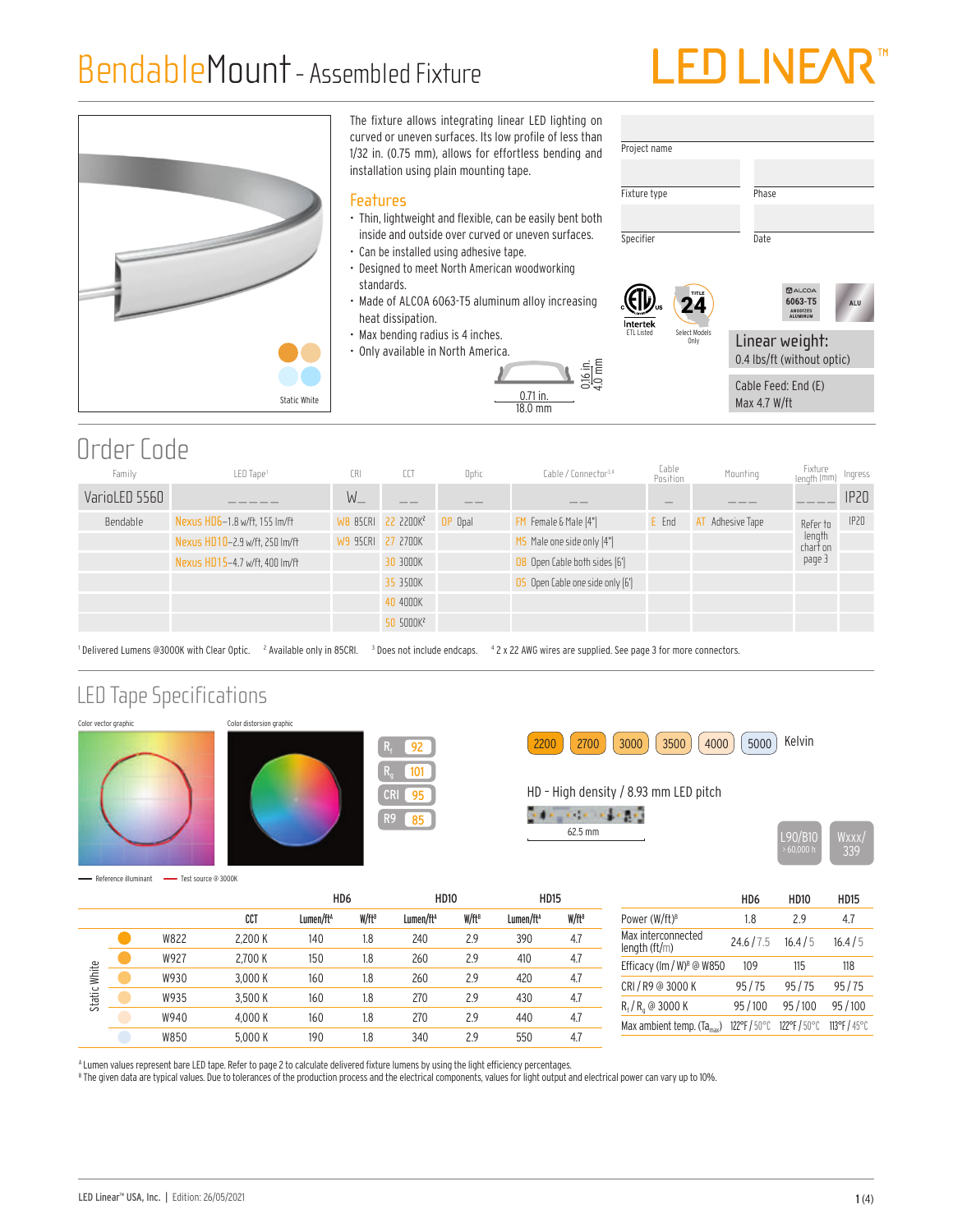# BendableMount - Assembled Fixture

LED LINEAR™

The fixture allows integrating linear LED lighting on curved or uneven surfaces. Its low profile of less than 1/32 in. (0.75 mm), allows for effortless bending and installation using plain mounting tape.

## Features

- Thin, lightweight and flexible, can be easily bent both inside and outside over curved or uneven surfaces.
- Can be installed using adhesive tape.
- Designed to meet North American woodworking standards.
- Made of ALCOA 6063-T5 aluminum alloy increasing heat dissipation.
- Max bending radius is 4 inches.
- Only available in North America.

0.16 in. / 4.0 mm
0.71 in. / 18.0 mm

Static White

| Project name | |
|---|---|
| Fixture type | Phase |
| Specifier | Date |

Intertek ETL Listed — Title 24 Select Models Only — ALCOA 6063-T5 Anodized Aluminum — ALU

**Linear weight:**
0.4 lbs/ft (without optic)

Cable Feed: End (E)
Max 4.7 W/ft

## Order Code

| Family | LED Tape[1] | CRI | CCT | Optic | Cable / Connector[3,4] | Cable Position | Mounting | Fixture length (mm) | Ingress |
|---|---|---|---|---|---|---|---|---|---|
| VarioLED 5560 | _ _ _ _ _ | W_ | _ _ | _ _ | _ _ | _ | _ _ _ | _ _ _ _ | IP20 |
| Bendable | Nexus HD6–1.8 w/ft, 155 lm/ft | W8 85CRI | 22 2200K[2] | OP Opal | FM Female & Male (4") | E End | AT Adhesive Tape | Refer to length chart on page 3 | IP20 |
| | Nexus HD10–2.9 w/ft, 250 lm/ft | W9 95CRI | 27 2700K | | MS Male one side only (4") | | | | |
| | Nexus HD15–4.7 w/ft, 400 lm/ft | | 30 3000K | | OB Open Cable both sides (6') | | | | |
| | | | 35 3500K | | OS Open Cable one side only (6') | | | | |
| | | | 40 4000K | | | | | | |
| | | | 50 5000K[2] | | | | | | |

[1] Delivered Lumens @3000K with Clear Optic. [2] Available only in 85CRI. [3] Does not include endcaps. [4] 2 x 22 AWG wires are supplied. See page 3 for more connectors.

## LED Tape Specifications

Color vector graphic — Color distorsion graphic

Reference illuminant — Test source @ 3000K

$R_f$ 92, $R_g$ 101, CRI 95, R9 85

2200 | 2700 | 3000 | 3500 | 4000 | 5000 Kelvin

HD - High density / 8.93 mm LED pitch

62.5 mm

L90/B10 > 60,000 h — Wxxx/339

| | | | HD6 | | HD10 | | HD15 | |
|---|---|---|---|---|---|---|---|---|
| | | CCT | Lumen/ft[A] | W/ft[B] | Lumen/ft[A] | W/ft[B] | Lumen/ft[A] | W/ft[B] |
| Static White | W822 | 2,200 K | 140 | 1.8 | 240 | 2.9 | 390 | 4.7 |
| | W927 | 2,700 K | 150 | 1.8 | 260 | 2.9 | 410 | 4.7 |
| | W930 | 3,000 K | 160 | 1.8 | 260 | 2.9 | 420 | 4.7 |
| | W935 | 3,500 K | 160 | 1.8 | 270 | 2.9 | 430 | 4.7 |
| | W940 | 4,000 K | 160 | 1.8 | 270 | 2.9 | 440 | 4.7 |
| | W850 | 5,000 K | 190 | 1.8 | 340 | 2.9 | 550 | 4.7 |

| | HD6 | HD10 | HD15 |
|---|---|---|---|
| Power (W/ft)[B] | 1.8 | 2.9 | 4.7 |
| Max interconnected length (ft/m) | 24.6 / 7.5 | 16.4 / 5 | 16.4 / 5 |
| Efficacy (lm / W)[B] @ W850 | 109 | 115 | 118 |
| CRI / R9 @ 3000 K | 95 / 75 | 95 / 75 | 95 / 75 |
| $R_f$ / $R_g$ @ 3000 K | 95 / 100 | 95 / 100 | 95 / 100 |
| Max ambient temp. ($Ta_{max}$) | 122°F / 50°C | 122°F / 50°C | 113°F / 45°C |

[A] Lumen values represent bare LED tape. Refer to page 2 to calculate delivered fixture lumens by using the light efficiency percentages.
[B] The given data are typical values. Due to tolerances of the production process and the electrical components, values for light output and electrical power can vary up to 10%.

LED Linear™ USA, Inc. | Edition: 26/05/2021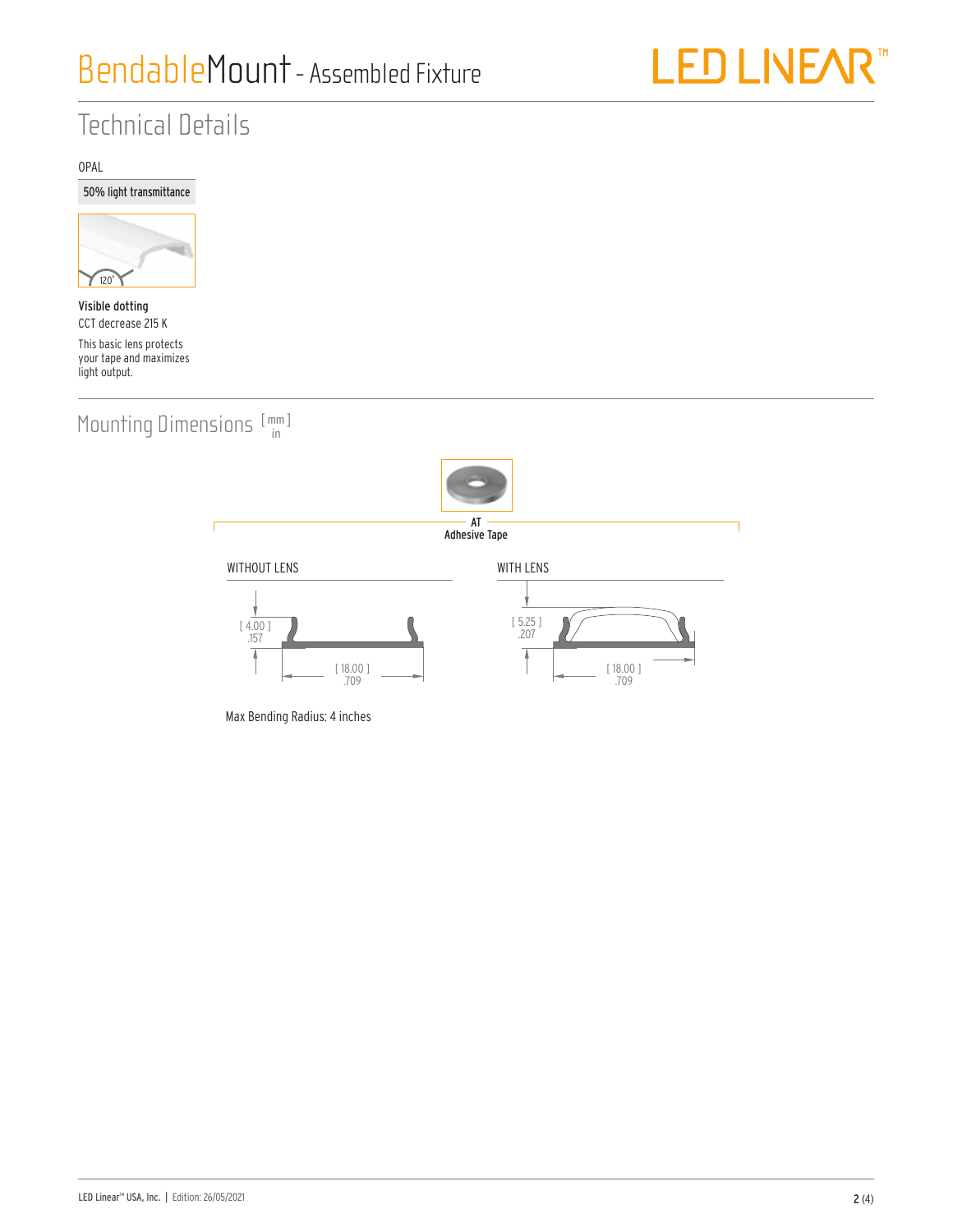# BendableMount - Assembled Fixture

## Technical Details

OPAL

50% light transmittance

120°

**Visible dotting**

CCT decrease 215 K

This basic lens protects your tape and maximizes light output.

## Mounting Dimensions [mm / in]

**AT**
**Adhesive Tape**

WITHOUT LENS

[ 4.00 ] .157

[ 18.00 ] .709

WITH LENS

[ 5.25 ] .207

[ 18.00 ] .709

Max Bending Radius: 4 inches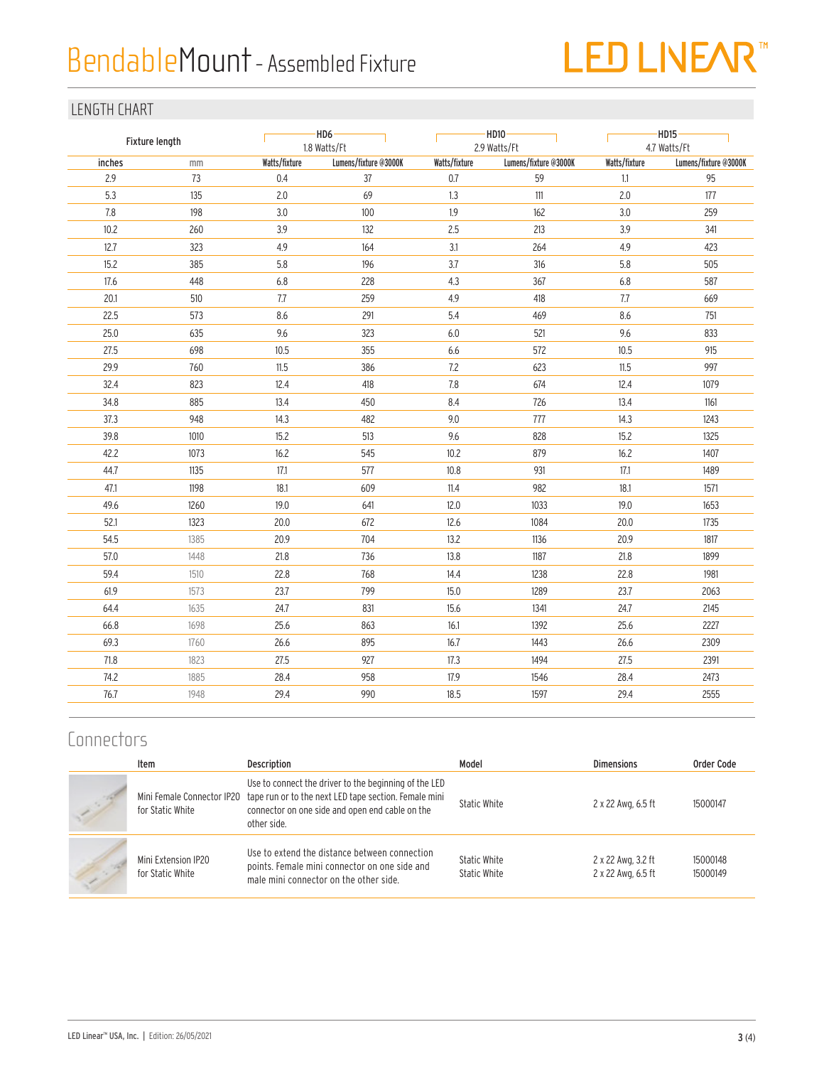# BendableMount - Assembled Fixture

LED LINEAR™

## LENGTH CHART

| Fixture length | | HD6 1.8 Watts/Ft | | HD10 2.9 Watts/Ft | | HD15 4.7 Watts/Ft | |
|---|---|---|---|---|---|---|---|
| inches | mm | Watts/fixture | Lumens/fixture @3000K | Watts/fixture | Lumens/fixture @3000K | Watts/fixture | Lumens/fixture @3000K |
| 2.9 | 73 | 0.4 | 37 | 0.7 | 59 | 1.1 | 95 |
| 5.3 | 135 | 2.0 | 69 | 1.3 | 111 | 2.0 | 177 |
| 7.8 | 198 | 3.0 | 100 | 1.9 | 162 | 3.0 | 259 |
| 10.2 | 260 | 3.9 | 132 | 2.5 | 213 | 3.9 | 341 |
| 12.7 | 323 | 4.9 | 164 | 3.1 | 264 | 4.9 | 423 |
| 15.2 | 385 | 5.8 | 196 | 3.7 | 316 | 5.8 | 505 |
| 17.6 | 448 | 6.8 | 228 | 4.3 | 367 | 6.8 | 587 |
| 20.1 | 510 | 7.7 | 259 | 4.9 | 418 | 7.7 | 669 |
| 22.5 | 573 | 8.6 | 291 | 5.4 | 469 | 8.6 | 751 |
| 25.0 | 635 | 9.6 | 323 | 6.0 | 521 | 9.6 | 833 |
| 27.5 | 698 | 10.5 | 355 | 6.6 | 572 | 10.5 | 915 |
| 29.9 | 760 | 11.5 | 386 | 7.2 | 623 | 11.5 | 997 |
| 32.4 | 823 | 12.4 | 418 | 7.8 | 674 | 12.4 | 1079 |
| 34.8 | 885 | 13.4 | 450 | 8.4 | 726 | 13.4 | 1161 |
| 37.3 | 948 | 14.3 | 482 | 9.0 | 777 | 14.3 | 1243 |
| 39.8 | 1010 | 15.2 | 513 | 9.6 | 828 | 15.2 | 1325 |
| 42.2 | 1073 | 16.2 | 545 | 10.2 | 879 | 16.2 | 1407 |
| 44.7 | 1135 | 17.1 | 577 | 10.8 | 931 | 17.1 | 1489 |
| 47.1 | 1198 | 18.1 | 609 | 11.4 | 982 | 18.1 | 1571 |
| 49.6 | 1260 | 19.0 | 641 | 12.0 | 1033 | 19.0 | 1653 |
| 52.1 | 1323 | 20.0 | 672 | 12.6 | 1084 | 20.0 | 1735 |
| 54.5 | 1385 | 20.9 | 704 | 13.2 | 1136 | 20.9 | 1817 |
| 57.0 | 1448 | 21.8 | 736 | 13.8 | 1187 | 21.8 | 1899 |
| 59.4 | 1510 | 22.8 | 768 | 14.4 | 1238 | 22.8 | 1981 |
| 61.9 | 1573 | 23.7 | 799 | 15.0 | 1289 | 23.7 | 2063 |
| 64.4 | 1635 | 24.7 | 831 | 15.6 | 1341 | 24.7 | 2145 |
| 66.8 | 1698 | 25.6 | 863 | 16.1 | 1392 | 25.6 | 2227 |
| 69.3 | 1760 | 26.6 | 895 | 16.7 | 1443 | 26.6 | 2309 |
| 71.8 | 1823 | 27.5 | 927 | 17.3 | 1494 | 27.5 | 2391 |
| 74.2 | 1885 | 28.4 | 958 | 17.9 | 1546 | 28.4 | 2473 |
| 76.7 | 1948 | 29.4 | 990 | 18.5 | 1597 | 29.4 | 2555 |

## Connectors

| Item | Description | Model | Dimensions | Order Code |
|---|---|---|---|---|
| Mini Female Connector IP20 for Static White | Use to connect the driver to the beginning of the LED tape run or to the next LED tape section. Female mini connector on one side and open end cable on the other side. | Static White | 2 x 22 Awg, 6.5 ft | 15000147 |
| Mini Extension IP20 for Static White | Use to extend the distance between connection points. Female mini connector on one side and male mini connector on the other side. | Static White<br>Static White | 2 x 22 Awg, 3.2 ft<br>2 x 22 Awg, 6.5 ft | 15000148<br>15000149 |

LED Linear™ USA, Inc. | Edition: 26/05/2021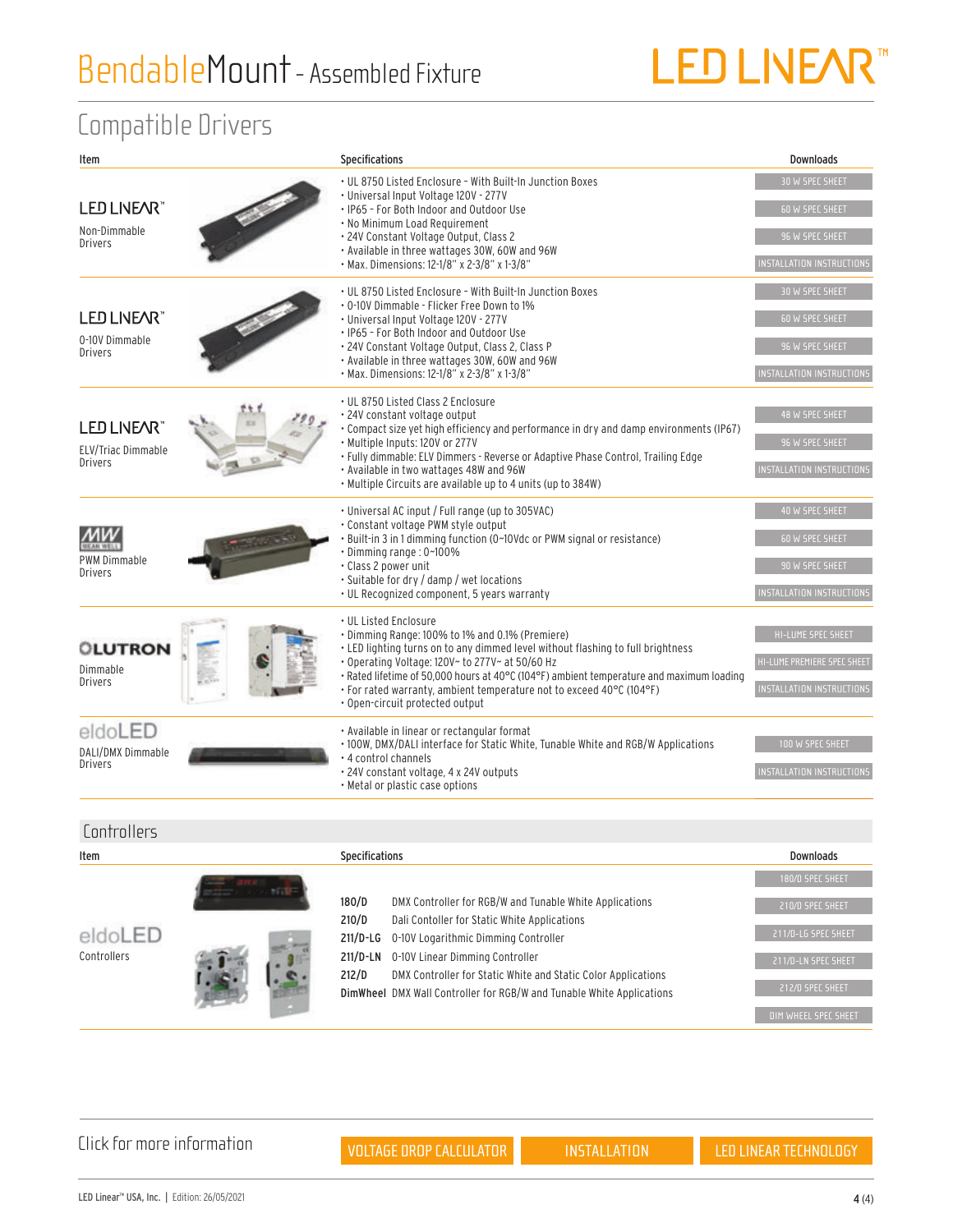# BendableMount - Assembled Fixture

## Compatible Drivers

| Item | Specifications | Downloads |
| --- | --- | --- |
| LED LINEAR™ Non-Dimmable Drivers | • UL 8750 Listed Enclosure - With Built-In Junction Boxes<br>• Universal Input Voltage 120V - 277V<br>• IP65 - For Both Indoor and Outdoor Use<br>• No Minimum Load Requirement<br>• 24V Constant Voltage Output, Class 2<br>• Available in three wattages 30W, 60W and 96W<br>• Max. Dimensions: 12-1/8" x 2-3/8" x 1-3/8" | 30 W SPEC SHEET<br>60 W SPEC SHEET<br>96 W SPEC SHEET<br>INSTALLATION INSTRUCTIONS |
| LED LINEAR™ 0-10V Dimmable Drivers | • UL 8750 Listed Enclosure - With Built-In Junction Boxes<br>• 0-10V Dimmable - Flicker Free Down to 1%<br>• Universal Input Voltage 120V - 277V<br>• IP65 - For Both Indoor and Outdoor Use<br>• 24V Constant Voltage Output, Class 2, Class P<br>• Available in three wattages 30W, 60W and 96W<br>• Max. Dimensions: 12-1/8" x 2-3/8" x 1-3/8" | 30 W SPEC SHEET<br>60 W SPEC SHEET<br>96 W SPEC SHEET<br>INSTALLATION INSTRUCTIONS |
| LED LINEAR™ ELV/Triac Dimmable Drivers | • UL 8750 Listed Class 2 Enclosure<br>• 24V constant voltage output<br>• Compact size yet high efficiency and performance in dry and damp environments (IP67)<br>• Multiple Inputs: 120V or 277V<br>• Fully dimmable: ELV Dimmers - Reverse or Adaptive Phase Control, Trailing Edge<br>• Available in two wattages 48W and 96W<br>• Multiple Circuits are available up to 4 units (up to 384W) | 48 W SPEC SHEET<br>96 W SPEC SHEET<br>INSTALLATION INSTRUCTIONS |
| MW MEAN WELL PWM Dimmable Drivers | • Universal AC input / Full range (up to 305VAC)<br>• Constant voltage PWM style output<br>• Built-in 3 in 1 dimming function (0~10Vdc or PWM signal or resistance)<br>• Dimming range : 0~100%<br>• Class 2 power unit<br>• Suitable for dry / damp / wet locations<br>• UL Recognized component, 5 years warranty | 40 W SPEC SHEET<br>60 W SPEC SHEET<br>90 W SPEC SHEET<br>INSTALLATION INSTRUCTIONS |
| LUTRON Dimmable Drivers | • UL Listed Enclosure<br>• Dimming Range: 100% to 1% and 0.1% (Premiere)<br>• LED lighting turns on to any dimmed level without flashing to full brightness<br>• Operating Voltage: 120V~ to 277V~ at 50/60 Hz<br>• Rated lifetime of 50,000 hours at 40°C (104°F) ambient temperature and maximum loading<br>• For rated warranty, ambient temperature not to exceed 40°C (104°F)<br>• Open-circuit protected output | HI-LUME SPEC SHEET<br>HI-LUME PREMIERE SPEC SHEET<br>INSTALLATION INSTRUCTIONS |
| eldoLED DALI/DMX Dimmable Drivers | • Available in linear or rectangular format<br>• 100W, DMX/DALI interface for Static White, Tunable White and RGB/W Applications<br>• 4 control channels<br>• 24V constant voltage, 4 x 24V outputs<br>• Metal or plastic case options | 100 W SPEC SHEET<br>INSTALLATION INSTRUCTIONS |

## Controllers

| Item | Specifications | | Downloads |
| --- | --- | --- | --- |
| eldoLED Controllers | 180/D | DMX Controller for RGB/W and Tunable White Applications | 180/D SPEC SHEET |
| | 210/D | Dali Contoller for Static White Applications | 210/D SPEC SHEET |
| | 211/D-LG | 0-10V Logarithmic Dimming Controller | 211/D-LG SPEC SHEET |
| | 211/D-LN | 0-10V Linear Dimming Controller | 211/D-LN SPEC SHEET |
| | 212/D | DMX Controller for Static White and Static Color Applications | 212/D SPEC SHEET |
| | DimWheel | DMX Wall Controller for RGB/W and Tunable White Applications | DIM WHEEL SPEC SHEET |

Click for more information

VOLTAGE DROP CALCULATOR | INSTALLATION | LED LINEAR TECHNOLOGY

LED Linear™ USA, Inc. | Edition: 26/05/2021